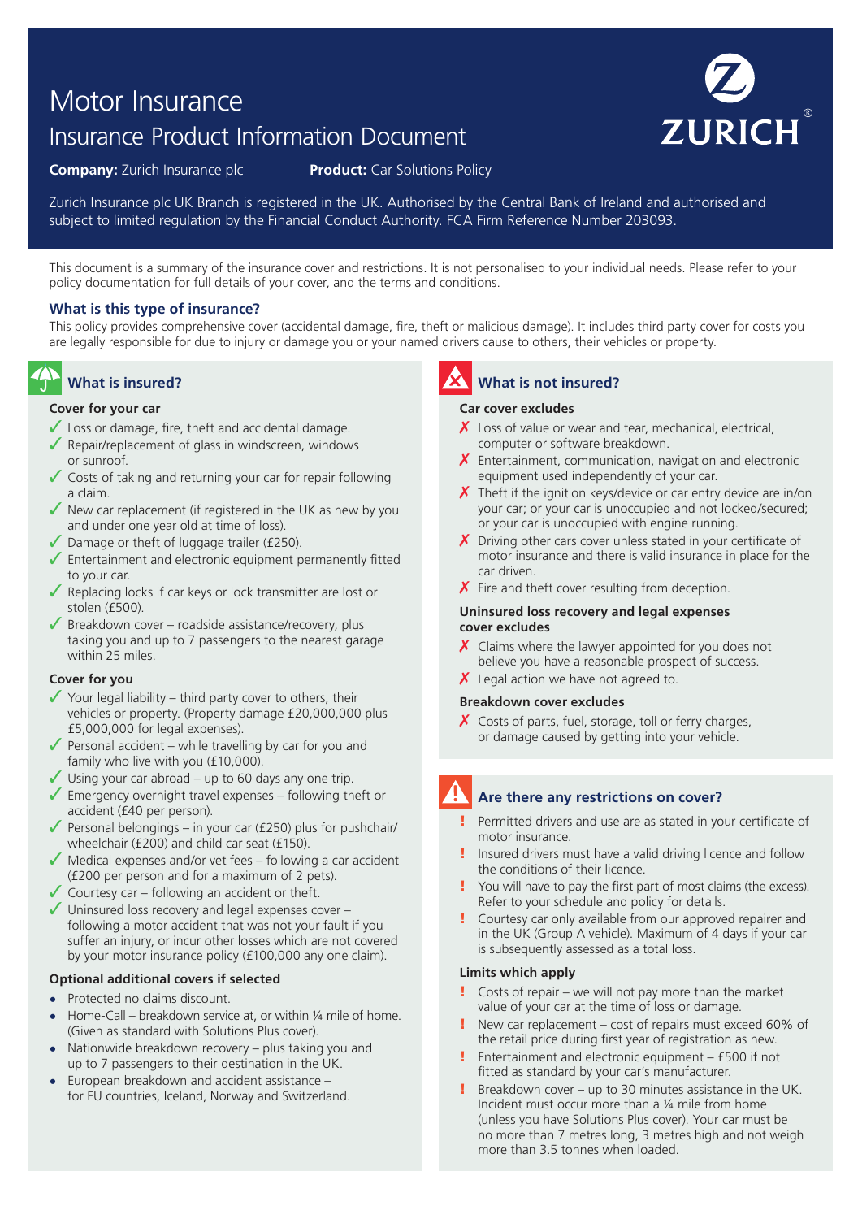# Motor Insurance

## Insurance Product Information Document

**Company:** Zurich Insurance plc **Product:** Car Solutions Policy

Zurich Insurance plc UK Branch is registered in the UK. Authorised by the Central Bank of Ireland and authorised and subject to limited regulation by the Financial Conduct Authority. FCA Firm Reference Number 203093.

This document is a summary of the insurance cover and restrictions. It is not personalised to your individual needs. Please refer to your policy documentation for full details of your cover, and the terms and conditions.

### What is this type of insurance?

This policy provides comprehensive cover (accidental damage, fire, theft or malicious damage). It includes third party cover for costs you are legally responsible for due to injury or damage you or your named drivers cause to others, their vehicles or property.

### What is insured?

**Cover for your car**

- ✓ Loss or damage, fire, theft and accidental damage.
- ✓ Repair/replacement of glass in windscreen, windows or sunroof.
- ✓ Costs of taking and returning your car for repair following a claim.
- ✓ New car replacement (if registered in the UK as new by you and under one year old at time of loss).
- ✓ Damage or theft of luggage trailer (£250).
- ✓ Entertainment and electronic equipment permanently fitted to your car.
- ✓ Replacing locks if car keys or lock transmitter are lost or stolen (£500).
- ✓ Breakdown cover – roadside assistance/recovery, plus taking you and up to 7 passengers to the nearest garage within 25 miles.

**Cover for you**

- ✓ Your legal liability – third party cover to others, their vehicles or property. (Property damage £20,000,000 plus £5,000,000 for legal expenses).
- ✓ Personal accident – while travelling by car for you and family who live with you (£10,000).
- ✓ Using your car abroad – up to 60 days any one trip.
- ✓ Emergency overnight travel expenses – following theft or accident (£40 per person).
- ✓ Personal belongings – in your car (£250) plus for pushchair/wheelchair (£200) and child car seat (£150).
- ✓ Medical expenses and/or vet fees – following a car accident (£200 per person and for a maximum of 2 pets).
- ✓ Courtesy car – following an accident or theft.
- ✓ Uninsured loss recovery and legal expenses cover – following a motor accident that was not your fault if you suffer an injury, or incur other losses which are not covered by your motor insurance policy (£100,000 any one claim).

**Optional additional covers if selected**

- Protected no claims discount.
- Home-Call – breakdown service at, or within ¼ mile of home. (Given as standard with Solutions Plus cover).
- Nationwide breakdown recovery – plus taking you and up to 7 passengers to their destination in the UK.
- European breakdown and accident assistance – for EU countries, Iceland, Norway and Switzerland.

### What is not insured?

**Car cover excludes**

- ✗ Loss of value or wear and tear, mechanical, electrical, computer or software breakdown.
- ✗ Entertainment, communication, navigation and electronic equipment used independently of your car.
- ✗ Theft if the ignition keys/device or car entry device are in/on your car; or your car is unoccupied and not locked/secured; or your car is unoccupied with engine running.
- ✗ Driving other cars cover unless stated in your certificate of motor insurance and there is valid insurance in place for the car driven.
- ✗ Fire and theft cover resulting from deception.

**Uninsured loss recovery and legal expenses cover excludes**

- ✗ Claims where the lawyer appointed for you does not believe you have a reasonable prospect of success.
- ✗ Legal action we have not agreed to.

**Breakdown cover excludes**

- ✗ Costs of parts, fuel, storage, toll or ferry charges, or damage caused by getting into your vehicle.

### Are there any restrictions on cover?

- ! Permitted drivers and use are as stated in your certificate of motor insurance.
- ! Insured drivers must have a valid driving licence and follow the conditions of their licence.
- ! You will have to pay the first part of most claims (the excess). Refer to your schedule and policy for details.
- ! Courtesy car only available from our approved repairer and in the UK (Group A vehicle). Maximum of 4 days if your car is subsequently assessed as a total loss.

**Limits which apply**

- ! Costs of repair – we will not pay more than the market value of your car at the time of loss or damage.
- ! New car replacement – cost of repairs must exceed 60% of the retail price during first year of registration as new.
- ! Entertainment and electronic equipment – £500 if not fitted as standard by your car's manufacturer.
- ! Breakdown cover – up to 30 minutes assistance in the UK. Incident must occur more than a ¼ mile from home (unless you have Solutions Plus cover). Your car must be no more than 7 metres long, 3 metres high and not weigh more than 3.5 tonnes when loaded.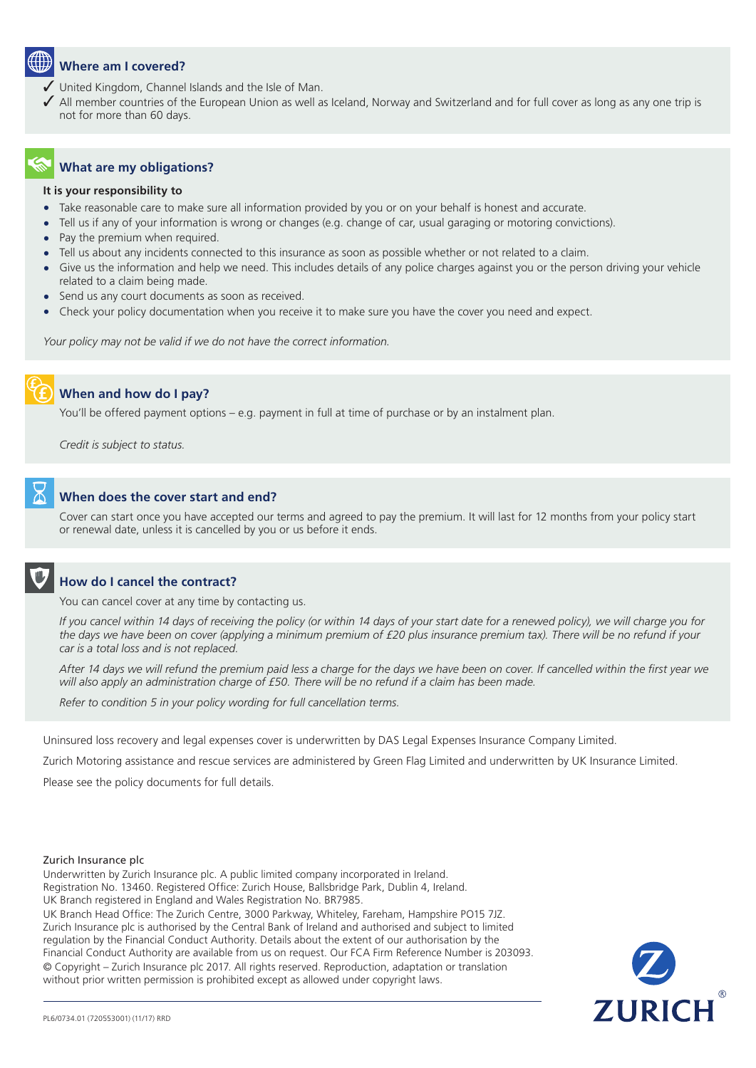## Where am I covered?

- ✓ United Kingdom, Channel Islands and the Isle of Man.
- ✓ All member countries of the European Union as well as Iceland, Norway and Switzerland and for full cover as long as any one trip is not for more than 60 days.

## What are my obligations?

**It is your responsibility to**

- Take reasonable care to make sure all information provided by you or on your behalf is honest and accurate.
- Tell us if any of your information is wrong or changes (e.g. change of car, usual garaging or motoring convictions).
- Pay the premium when required.
- Tell us about any incidents connected to this insurance as soon as possible whether or not related to a claim.
- Give us the information and help we need. This includes details of any police charges against you or the person driving your vehicle related to a claim being made.
- Send us any court documents as soon as received.
- Check your policy documentation when you receive it to make sure you have the cover you need and expect.

*Your policy may not be valid if we do not have the correct information.*

## When and how do I pay?

You'll be offered payment options – e.g. payment in full at time of purchase or by an instalment plan.

*Credit is subject to status.*

## When does the cover start and end?

Cover can start once you have accepted our terms and agreed to pay the premium. It will last for 12 months from your policy start or renewal date, unless it is cancelled by you or us before it ends.

## How do I cancel the contract?

You can cancel cover at any time by contacting us.

*If you cancel within 14 days of receiving the policy (or within 14 days of your start date for a renewed policy), we will charge you for the days we have been on cover (applying a minimum premium of £20 plus insurance premium tax). There will be no refund if your car is a total loss and is not replaced.*

*After 14 days we will refund the premium paid less a charge for the days we have been on cover. If cancelled within the first year we will also apply an administration charge of £50. There will be no refund if a claim has been made.*

*Refer to condition 5 in your policy wording for full cancellation terms.*

Uninsured loss recovery and legal expenses cover is underwritten by DAS Legal Expenses Insurance Company Limited.

Zurich Motoring assistance and rescue services are administered by Green Flag Limited and underwritten by UK Insurance Limited.

Please see the policy documents for full details.

Zurich Insurance plc
Underwritten by Zurich Insurance plc. A public limited company incorporated in Ireland.
Registration No. 13460. Registered Office: Zurich House, Ballsbridge Park, Dublin 4, Ireland.
UK Branch registered in England and Wales Registration No. BR7985.
UK Branch Head Office: The Zurich Centre, 3000 Parkway, Whiteley, Fareham, Hampshire PO15 7JZ.
Zurich Insurance plc is authorised by the Central Bank of Ireland and authorised and subject to limited regulation by the Financial Conduct Authority. Details about the extent of our authorisation by the Financial Conduct Authority are available from us on request. Our FCA Firm Reference Number is 203093.
© Copyright – Zurich Insurance plc 2017. All rights reserved. Reproduction, adaptation or translation without prior written permission is prohibited except as allowed under copyright laws.

PL6/0734.01 (720553001) (11/17) RRD

ZURICH®